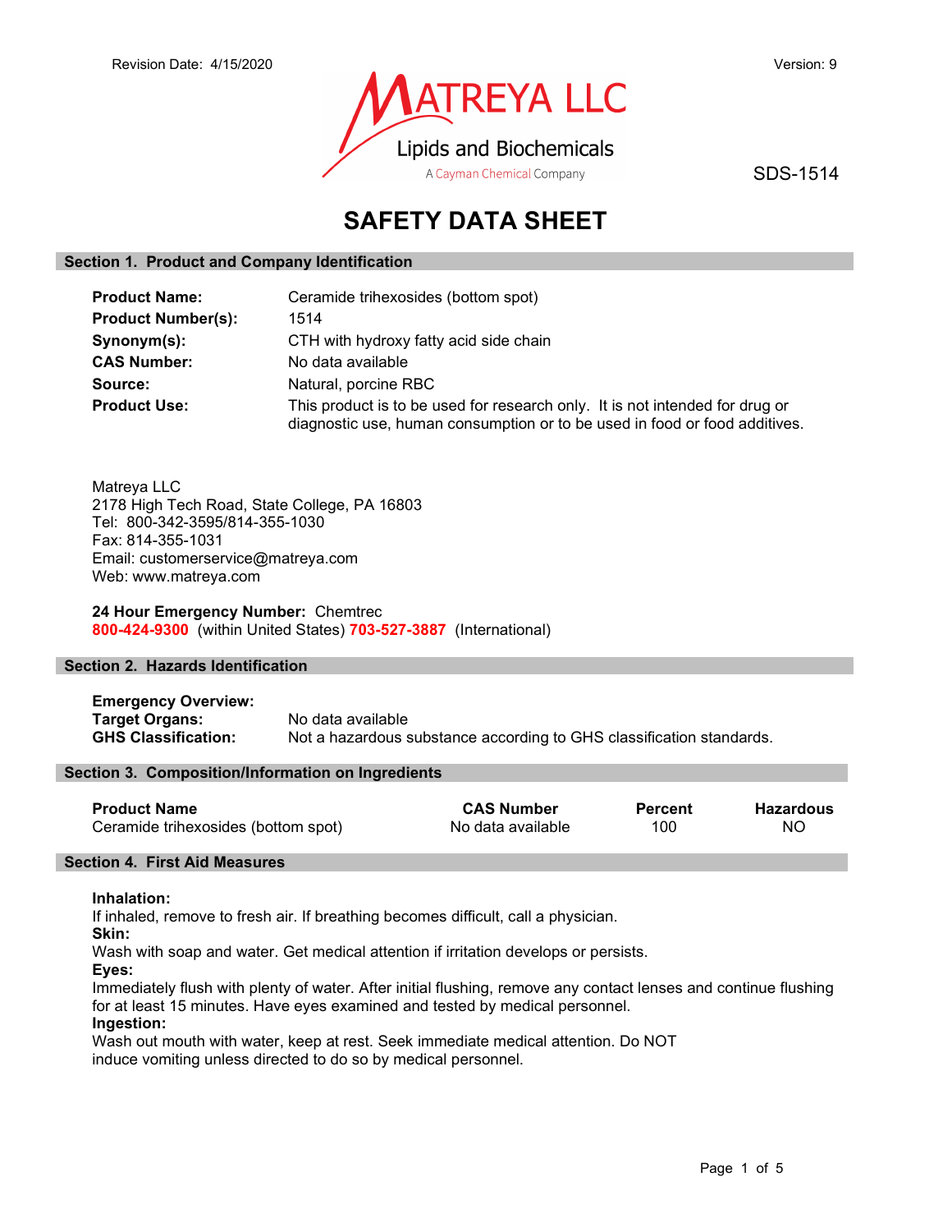Revision Date: 4/15/2020 Version: 9

MATREYA LLC
Lipids and Biochemicals
A Cayman Chemical Company

SDS-1514

# SAFETY DATA SHEET

## Section 1. Product and Company Identification

**Product Name:** Ceramide trihexosides (bottom spot)
**Product Number(s):** 1514
**Synonym(s):** CTH with hydroxy fatty acid side chain
**CAS Number:** No data available
**Source:** Natural, porcine RBC
**Product Use:** This product is to be used for research only. It is not intended for drug or diagnostic use, human consumption or to be used in food or food additives.

Matreya LLC
2178 High Tech Road, State College, PA 16803
Tel: 800-342-3595/814-355-1030
Fax: 814-355-1031
Email: customerservice@matreya.com
Web: www.matreya.com

**24 Hour Emergency Number:** Chemtrec
**800-424-9300** (within United States) **703-527-3887** (International)

## Section 2. Hazards Identification

**Emergency Overview:**
**Target Organs:** No data available
**GHS Classification:** Not a hazardous substance according to GHS classification standards.

## Section 3. Composition/Information on Ingredients

| Product Name | CAS Number | Percent | Hazardous |
|---|---|---|---|
| Ceramide trihexosides (bottom spot) | No data available | 100 | NO |

## Section 4. First Aid Measures

**Inhalation:**
If inhaled, remove to fresh air. If breathing becomes difficult, call a physician.
**Skin:**
Wash with soap and water. Get medical attention if irritation develops or persists.
**Eyes:**
Immediately flush with plenty of water. After initial flushing, remove any contact lenses and continue flushing for at least 15 minutes. Have eyes examined and tested by medical personnel.
**Ingestion:**
Wash out mouth with water, keep at rest. Seek immediate medical attention. Do NOT induce vomiting unless directed to do so by medical personnel.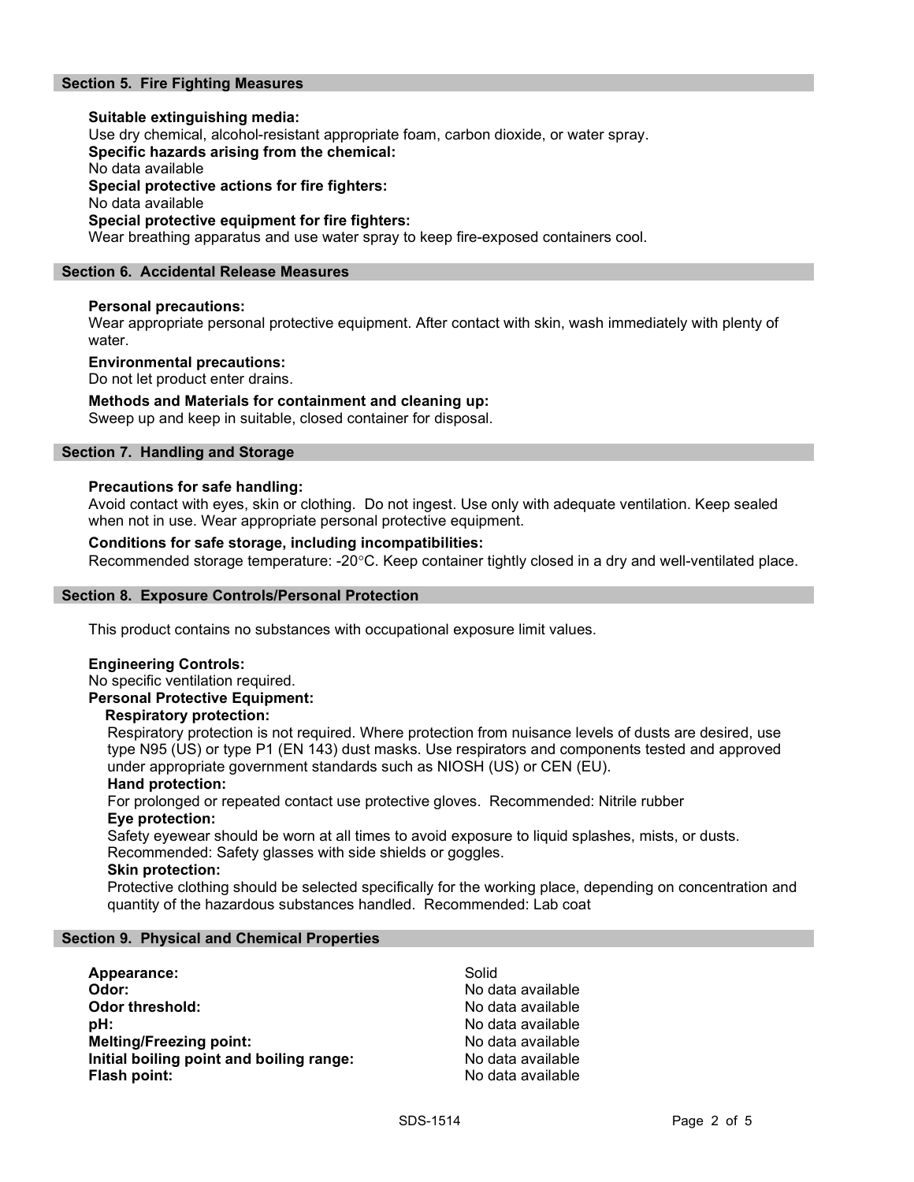## Section 5. Fire Fighting Measures

**Suitable extinguishing media:**
Use dry chemical, alcohol-resistant appropriate foam, carbon dioxide, or water spray.

**Specific hazards arising from the chemical:**
No data available

**Special protective actions for fire fighters:**
No data available

**Special protective equipment for fire fighters:**
Wear breathing apparatus and use water spray to keep fire-exposed containers cool.

## Section 6. Accidental Release Measures

**Personal precautions:**
Wear appropriate personal protective equipment. After contact with skin, wash immediately with plenty of water.

**Environmental precautions:**
Do not let product enter drains.

**Methods and Materials for containment and cleaning up:**
Sweep up and keep in suitable, closed container for disposal.

## Section 7. Handling and Storage

**Precautions for safe handling:**
Avoid contact with eyes, skin or clothing. Do not ingest. Use only with adequate ventilation. Keep sealed when not in use. Wear appropriate personal protective equipment.

**Conditions for safe storage, including incompatibilities:**
Recommended storage temperature: -20°C. Keep container tightly closed in a dry and well-ventilated place.

## Section 8. Exposure Controls/Personal Protection

This product contains no substances with occupational exposure limit values.

**Engineering Controls:**
No specific ventilation required.

**Personal Protective Equipment:**

**Respiratory protection:**
Respiratory protection is not required. Where protection from nuisance levels of dusts are desired, use type N95 (US) or type P1 (EN 143) dust masks. Use respirators and components tested and approved under appropriate government standards such as NIOSH (US) or CEN (EU).

**Hand protection:**
For prolonged or repeated contact use protective gloves. Recommended: Nitrile rubber

**Eye protection:**
Safety eyewear should be worn at all times to avoid exposure to liquid splashes, mists, or dusts. Recommended: Safety glasses with side shields or goggles.

**Skin protection:**
Protective clothing should be selected specifically for the working place, depending on concentration and quantity of the hazardous substances handled. Recommended: Lab coat

## Section 9. Physical and Chemical Properties

| | |
|---|---|
| **Appearance:** | Solid |
| **Odor:** | No data available |
| **Odor threshold:** | No data available |
| **pH:** | No data available |
| **Melting/Freezing point:** | No data available |
| **Initial boiling point and boiling range:** | No data available |
| **Flash point:** | No data available |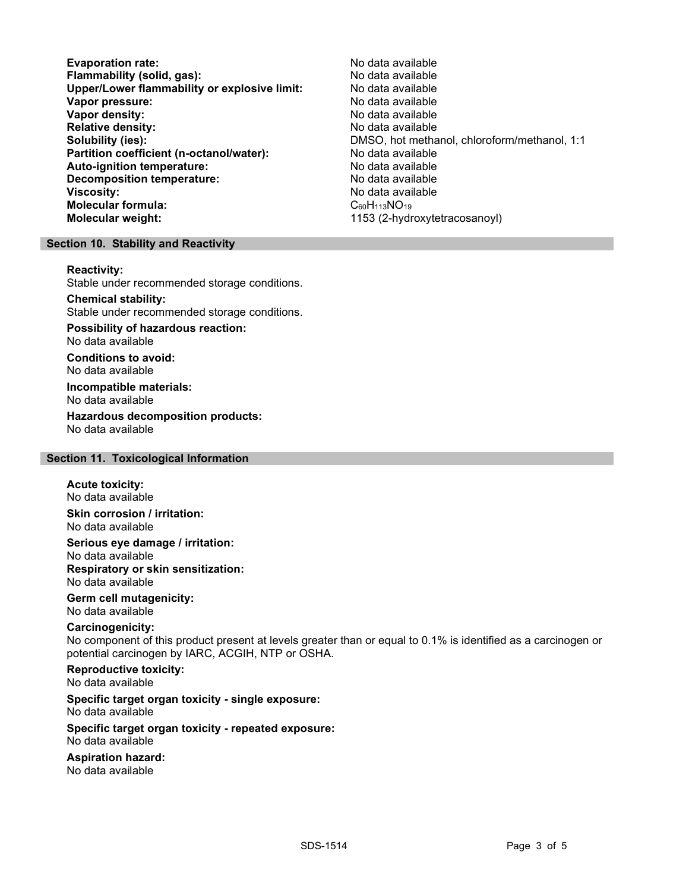**Evaporation rate:** No data available
**Flammability (solid, gas):** No data available
**Upper/Lower flammability or explosive limit:** No data available
**Vapor pressure:** No data available
**Vapor density:** No data available
**Relative density:** No data available
**Solubility (ies):** DMSO, hot methanol, chloroform/methanol, 1:1
**Partition coefficient (n-octanol/water):** No data available
**Auto-ignition temperature:** No data available
**Decomposition temperature:** No data available
**Viscosity:** No data available
**Molecular formula:** $C_{60}H_{113}NO_{19}$
**Molecular weight:** 1153 (2-hydroxytetracosanoyl)

## Section 10. Stability and Reactivity

**Reactivity:**
Stable under recommended storage conditions.

**Chemical stability:**
Stable under recommended storage conditions.

**Possibility of hazardous reaction:**
No data available

**Conditions to avoid:**
No data available

**Incompatible materials:**
No data available

**Hazardous decomposition products:**
No data available

## Section 11. Toxicological Information

**Acute toxicity:**
No data available

**Skin corrosion / irritation:**
No data available

**Serious eye damage / irritation:**
No data available

**Respiratory or skin sensitization:**
No data available

**Germ cell mutagenicity:**
No data available

**Carcinogenicity:**
No component of this product present at levels greater than or equal to 0.1% is identified as a carcinogen or potential carcinogen by IARC, ACGIH, NTP or OSHA.

**Reproductive toxicity:**
No data available

**Specific target organ toxicity - single exposure:**
No data available

**Specific target organ toxicity - repeated exposure:**
No data available

**Aspiration hazard:**
No data available

SDS-1514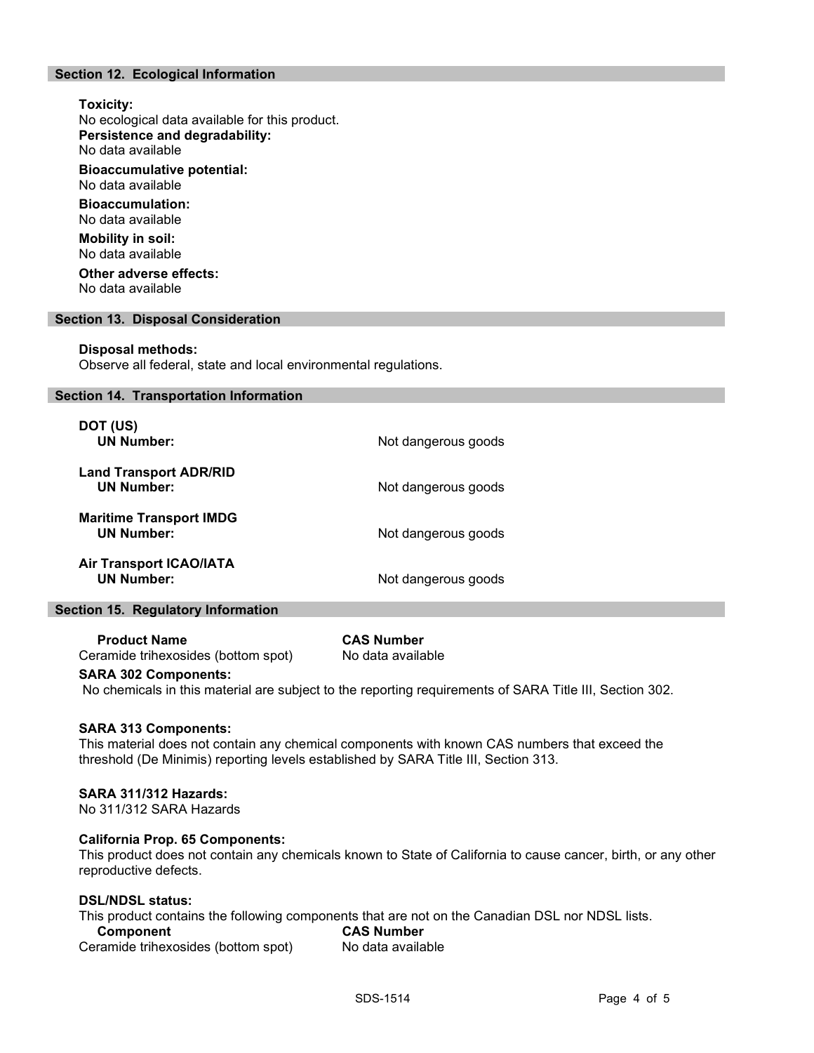## Section 12. Ecological Information

**Toxicity:**
No ecological data available for this product.

**Persistence and degradability:**
No data available

**Bioaccumulative potential:**
No data available

**Bioaccumulation:**
No data available

**Mobility in soil:**
No data available

**Other adverse effects:**
No data available

## Section 13. Disposal Consideration

**Disposal methods:**
Observe all federal, state and local environmental regulations.

## Section 14. Transportation Information

**DOT (US)**
**UN Number:** Not dangerous goods

**Land Transport ADR/RID**
**UN Number:** Not dangerous goods

**Maritime Transport IMDG**
**UN Number:** Not dangerous goods

**Air Transport ICAO/IATA**
**UN Number:** Not dangerous goods

## Section 15. Regulatory Information

| Product Name | CAS Number |
|---|---|
| Ceramide trihexosides (bottom spot) | No data available |

**SARA 302 Components:**
No chemicals in this material are subject to the reporting requirements of SARA Title III, Section 302.

**SARA 313 Components:**
This material does not contain any chemical components with known CAS numbers that exceed the threshold (De Minimis) reporting levels established by SARA Title III, Section 313.

**SARA 311/312 Hazards:**
No 311/312 SARA Hazards

**California Prop. 65 Components:**
This product does not contain any chemicals known to State of California to cause cancer, birth, or any other reproductive defects.

**DSL/NDSL status:**
This product contains the following components that are not on the Canadian DSL nor NDSL lists.

| Component | CAS Number |
|---|---|
| Ceramide trihexosides (bottom spot) | No data available |

SDS-1514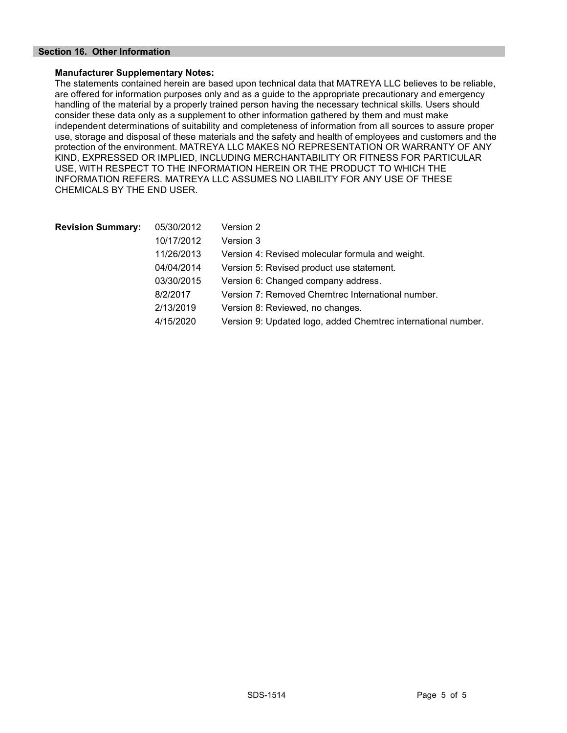## Section 16. Other Information

**Manufacturer Supplementary Notes:**

The statements contained herein are based upon technical data that MATREYA LLC believes to be reliable, are offered for information purposes only and as a guide to the appropriate precautionary and emergency handling of the material by a properly trained person having the necessary technical skills. Users should consider these data only as a supplement to other information gathered by them and must make independent determinations of suitability and completeness of information from all sources to assure proper use, storage and disposal of these materials and the safety and health of employees and customers and the protection of the environment. MATREYA LLC MAKES NO REPRESENTATION OR WARRANTY OF ANY KIND, EXPRESSED OR IMPLIED, INCLUDING MERCHANTABILITY OR FITNESS FOR PARTICULAR USE, WITH RESPECT TO THE INFORMATION HEREIN OR THE PRODUCT TO WHICH THE INFORMATION REFERS. MATREYA LLC ASSUMES NO LIABILITY FOR ANY USE OF THESE CHEMICALS BY THE END USER.

| | | |
|---|---|---|
| **Revision Summary:** | 05/30/2012 | Version 2 |
| | 10/17/2012 | Version 3 |
| | 11/26/2013 | Version 4: Revised molecular formula and weight. |
| | 04/04/2014 | Version 5: Revised product use statement. |
| | 03/30/2015 | Version 6: Changed company address. |
| | 8/2/2017 | Version 7: Removed Chemtrec International number. |
| | 2/13/2019 | Version 8: Reviewed, no changes. |
| | 4/15/2020 | Version 9: Updated logo, added Chemtrec international number. |

SDS-1514